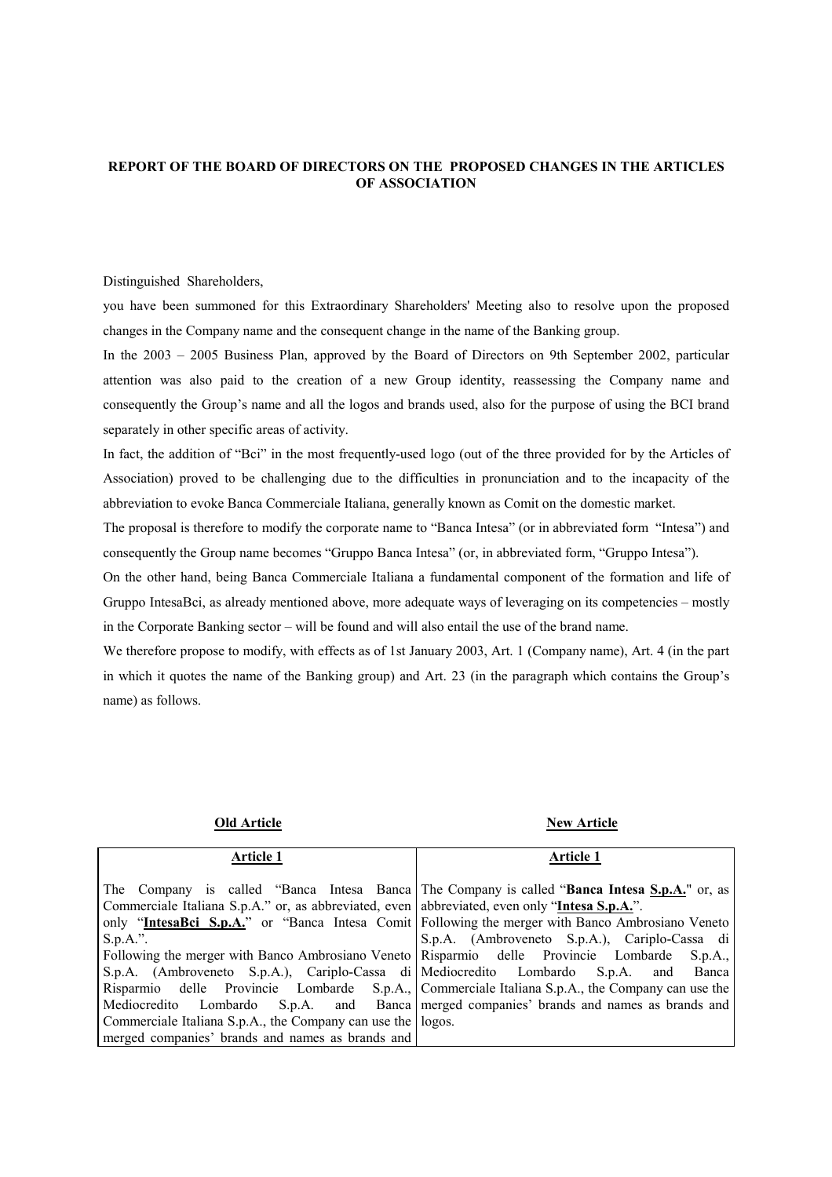# REPORT OF THE BOARD OF DIRECTORS ON THE PROPOSED CHANGES IN THE ARTICLES OF ASSOCIATION

Distinguished Shareholders,

you have been summoned for this Extraordinary Shareholders' Meeting also to resolve upon the proposed changes in the Company name and the consequent change in the name of the Banking group.

In the 2003 – 2005 Business Plan, approved by the Board of Directors on 9th September 2002, particular attention was also paid to the creation of a new Group identity, reassessing the Company name and consequently the Group's name and all the logos and brands used, also for the purpose of using the BCI brand separately in other specific areas of activity.

In fact, the addition of "Bci" in the most frequently-used logo (out of the three provided for by the Articles of Association) proved to be challenging due to the difficulties in pronunciation and to the incapacity of the abbreviation to evoke Banca Commerciale Italiana, generally known as Comit on the domestic market.

The proposal is therefore to modify the corporate name to "Banca Intesa" (or in abbreviated form "Intesa") and consequently the Group name becomes "Gruppo Banca Intesa" (or, in abbreviated form, "Gruppo Intesa").

On the other hand, being Banca Commerciale Italiana a fundamental component of the formation and life of Gruppo IntesaBci, as already mentioned above, more adequate ways of leveraging on its competencies – mostly in the Corporate Banking sector – will be found and will also entail the use of the brand name.

We therefore propose to modify, with effects as of 1st January 2003, Art. 1 (Company name), Art. 4 (in the part in which it quotes the name of the Banking group) and Art. 23 (in the paragraph which contains the Group's name) as follows.

| **Old Article** | **New Article** |
|---|---|
| **Article 1** | **Article 1** |
| The Company is called "Banca Intesa Banca Commerciale Italiana S.p.A." or, as abbreviated, even only "**IntesaBci S.p.A.**" or "Banca Intesa Comit S.p.A.".<br>Following the merger with Banco Ambrosiano Veneto S.p.A. (Ambroveneto S.p.A.), Cariplo-Cassa di Risparmio delle Provincie Lombarde S.p.A., Mediocredito Lombardo S.p.A. and Banca Commerciale Italiana S.p.A., the Company can use the merged companies' brands and names as brands and | The Company is called "**Banca Intesa S.p.A.**" or, as abbreviated, even only "**Intesa S.p.A.**".<br>Following the merger with Banco Ambrosiano Veneto S.p.A. (Ambroveneto S.p.A.), Cariplo-Cassa di Risparmio delle Provincie Lombarde S.p.A., Mediocredito Lombardo S.p.A. and Banca Commerciale Italiana S.p.A., the Company can use the merged companies' brands and names as brands and logos. |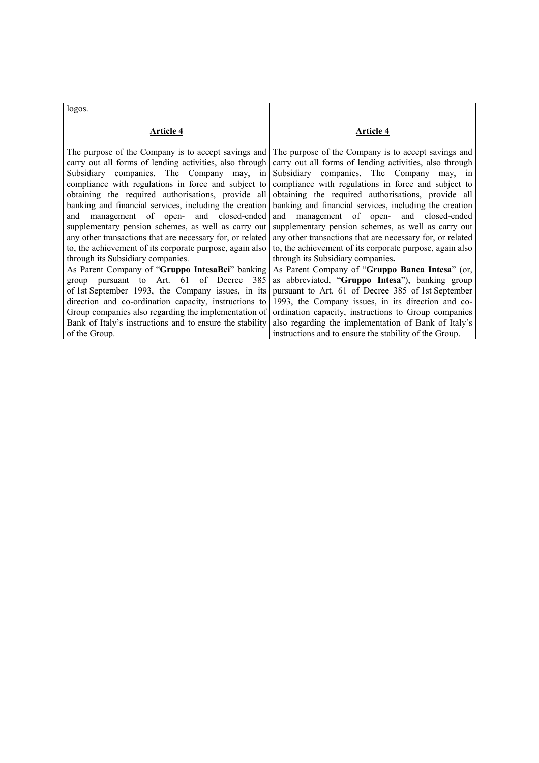| logos. | |
| --- | --- |
| **Article 4**<br><br>The purpose of the Company is to accept savings and carry out all forms of lending activities, also through Subsidiary companies. The Company may, in compliance with regulations in force and subject to obtaining the required authorisations, provide all banking and financial services, including the creation and management of open- and closed-ended supplementary pension schemes, as well as carry out any other transactions that are necessary for, or related to, the achievement of its corporate purpose, again also through its Subsidiary companies.<br>As Parent Company of "**Gruppo IntesaBci**" banking group pursuant to Art. 61 of Decree 385 of 1st September 1993, the Company issues, in its direction and co-ordination capacity, instructions to Group companies also regarding the implementation of Bank of Italy's instructions and to ensure the stability of the Group. | **Article 4**<br><br>The purpose of the Company is to accept savings and carry out all forms of lending activities, also through Subsidiary companies. The Company may, in compliance with regulations in force and subject to obtaining the required authorisations, provide all banking and financial services, including the creation and management of open- and closed-ended supplementary pension schemes, as well as carry out any other transactions that are necessary for, or related to, the achievement of its corporate purpose, again also through its Subsidiary companies**.**<br>As Parent Company of "**Gruppo Banca Intesa**" (or, as abbreviated, "**Gruppo Intesa**"), banking group pursuant to Art. 61 of Decree 385 of 1st September 1993, the Company issues, in its direction and co-ordination capacity, instructions to Group companies also regarding the implementation of Bank of Italy's instructions and to ensure the stability of the Group. |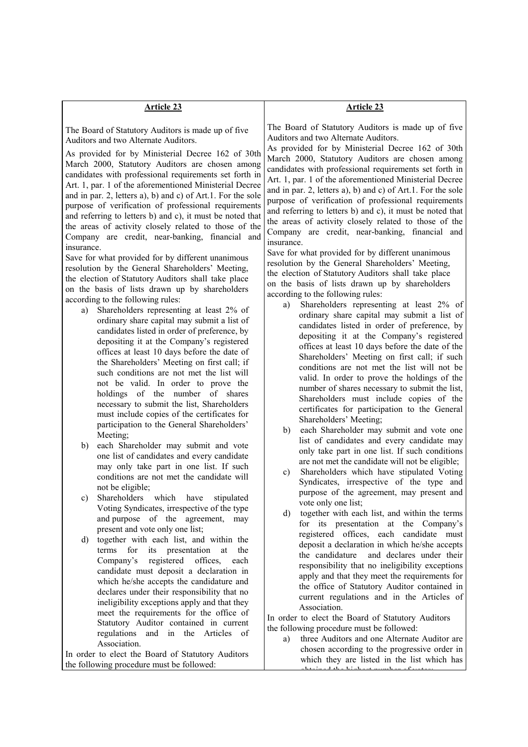| Article 23 | Article 23 |
|---|---|
| The Board of Statutory Auditors is made up of five Auditors and two Alternate Auditors.<br><br>As provided for by Ministerial Decree 162 of 30th March 2000, Statutory Auditors are chosen among candidates with professional requirements set forth in Art. 1, par. 1 of the aforementioned Ministerial Decree and in par. 2, letters a), b) and c) of Art.1. For the sole purpose of verification of professional requirements and referring to letters b) and c), it must be noted that the areas of activity closely related to those of the Company are credit, near-banking, financial and insurance.<br><br>Save for what provided for by different unanimous resolution by the General Shareholders' Meeting, the election of Statutory Auditors shall take place on the basis of lists drawn up by shareholders according to the following rules:<br><br>a) Shareholders representing at least 2% of ordinary share capital may submit a list of candidates listed in order of preference, by depositing it at the Company's registered offices at least 10 days before the date of the Shareholders' Meeting on first call; if such conditions are not met the list will not be valid. In order to prove the holdings of the number of shares necessary to submit the list, Shareholders must include copies of the certificates for participation to the General Shareholders' Meeting;<br>b) each Shareholder may submit and vote one list of candidates and every candidate may only take part in one list. If such conditions are not met the candidate will not be eligible;<br>c) Shareholders which have stipulated Voting Syndicates, irrespective of the type and purpose of the agreement, may present and vote only one list;<br>d) together with each list, and within the terms for its presentation at the Company's registered offices, each candidate must deposit a declaration in which he/she accepts the candidature and declares under their responsibility that no ineligibility exceptions apply and that they meet the requirements for the office of Statutory Auditor contained in current regulations and in the Articles of Association.<br><br>In order to elect the Board of Statutory Auditors the following procedure must be followed: | The Board of Statutory Auditors is made up of five Auditors and two Alternate Auditors.<br><br>As provided for by Ministerial Decree 162 of 30th March 2000, Statutory Auditors are chosen among candidates with professional requirements set forth in Art. 1, par. 1 of the aforementioned Ministerial Decree and in par. 2, letters a), b) and c) of Art.1. For the sole purpose of verification of professional requirements and referring to letters b) and c), it must be noted that the areas of activity closely related to those of the Company are credit, near-banking, financial and insurance.<br><br>Save for what provided for by different unanimous resolution by the General Shareholders' Meeting, the election of Statutory Auditors shall take place on the basis of lists drawn up by shareholders according to the following rules:<br><br>a) Shareholders representing at least 2% of ordinary share capital may submit a list of candidates listed in order of preference, by depositing it at the Company's registered offices at least 10 days before the date of the Shareholders' Meeting on first call; if such conditions are not met the list will not be valid. In order to prove the holdings of the number of shares necessary to submit the list, Shareholders must include copies of the certificates for participation to the General Shareholders' Meeting;<br>b) each Shareholder may submit and vote one list of candidates and every candidate may only take part in one list. If such conditions are not met the candidate will not be eligible;<br>c) Shareholders which have stipulated Voting Syndicates, irrespective of the type and purpose of the agreement, may present and vote only one list;<br>d) together with each list, and within the terms for its presentation at the Company's registered offices, each candidate must deposit a declaration in which he/she accepts the candidature and declares under their responsibility that no ineligibility exceptions apply and that they meet the requirements for the office of Statutory Auditor contained in current regulations and in the Articles of Association.<br><br>In order to elect the Board of Statutory Auditors the following procedure must be followed:<br><br>a) three Auditors and one Alternate Auditor are chosen according to the progressive order in which they are listed in the list which has obtained the highest number of votes; |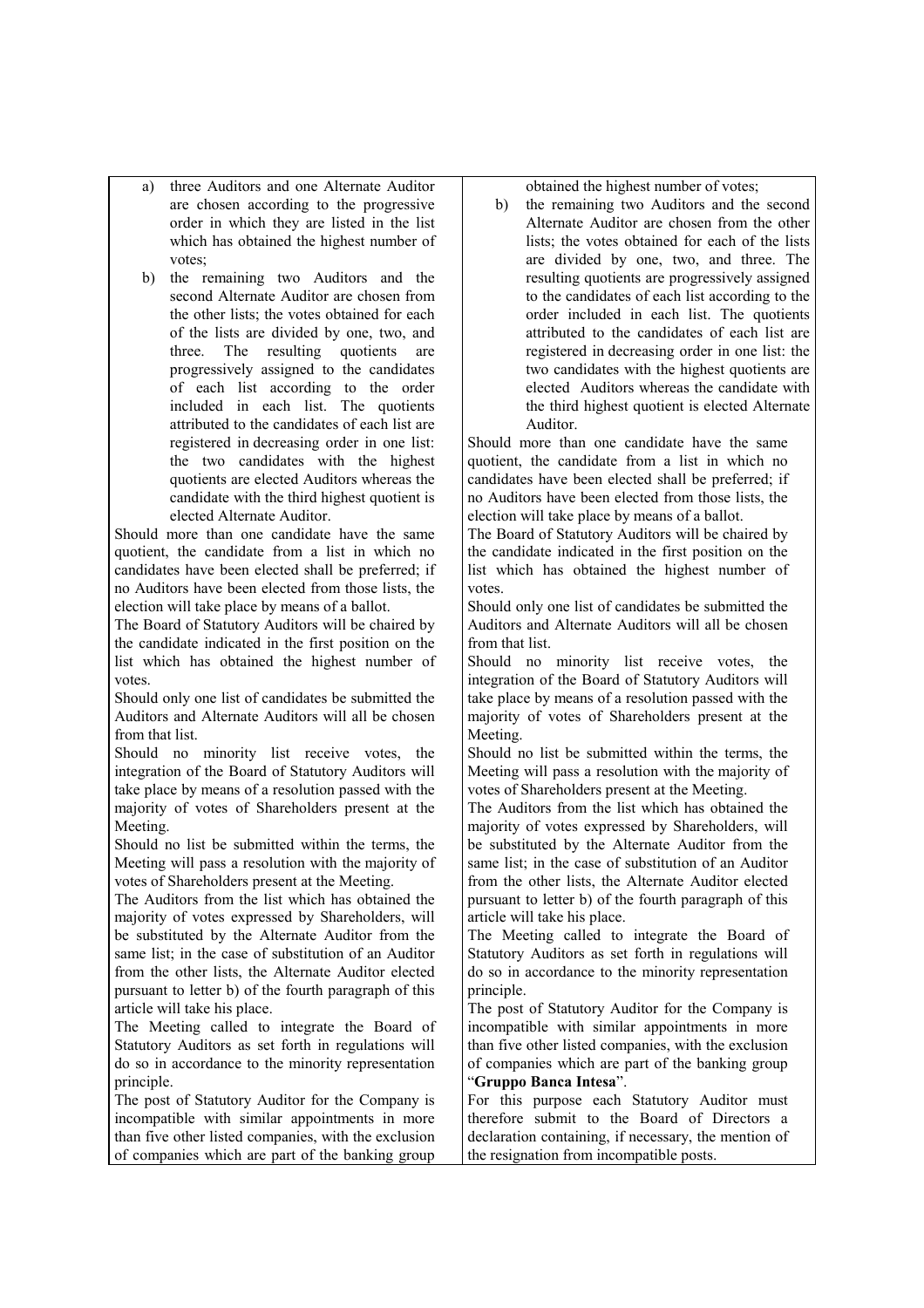a) three Auditors and one Alternate Auditor are chosen according to the progressive order in which they are listed in the list which has obtained the highest number of votes;

b) the remaining two Auditors and the second Alternate Auditor are chosen from the other lists; the votes obtained for each of the lists are divided by one, two, and three. The resulting quotients are progressively assigned to the candidates of each list according to the order included in each list. The quotients attributed to the candidates of each list are registered in decreasing order in one list: the two candidates with the highest quotients are elected Auditors whereas the candidate with the third highest quotient is elected Alternate Auditor.

Should more than one candidate have the same quotient, the candidate from a list in which no candidates have been elected shall be preferred; if no Auditors have been elected from those lists, the election will take place by means of a ballot.

The Board of Statutory Auditors will be chaired by the candidate indicated in the first position on the list which has obtained the highest number of votes.

Should only one list of candidates be submitted the Auditors and Alternate Auditors will all be chosen from that list.

Should no minority list receive votes, the integration of the Board of Statutory Auditors will take place by means of a resolution passed with the majority of votes of Shareholders present at the Meeting.

Should no list be submitted within the terms, the Meeting will pass a resolution with the majority of votes of Shareholders present at the Meeting.

The Auditors from the list which has obtained the majority of votes expressed by Shareholders, will be substituted by the Alternate Auditor from the same list; in the case of substitution of an Auditor from the other lists, the Alternate Auditor elected pursuant to letter b) of the fourth paragraph of this article will take his place.

The Meeting called to integrate the Board of Statutory Auditors as set forth in regulations will do so in accordance to the minority representation principle.

The post of Statutory Auditor for the Company is incompatible with similar appointments in more than five other listed companies, with the exclusion of companies which are part of the banking group

---

obtained the highest number of votes;

b) the remaining two Auditors and the second Alternate Auditor are chosen from the other lists; the votes obtained for each of the lists are divided by one, two, and three. The resulting quotients are progressively assigned to the candidates of each list according to the order included in each list. The quotients attributed to the candidates of each list are registered in decreasing order in one list: the two candidates with the highest quotients are elected Auditors whereas the candidate with the third highest quotient is elected Alternate Auditor.

Should more than one candidate have the same quotient, the candidate from a list in which no candidates have been elected shall be preferred; if no Auditors have been elected from those lists, the election will take place by means of a ballot.

The Board of Statutory Auditors will be chaired by the candidate indicated in the first position on the list which has obtained the highest number of votes.

Should only one list of candidates be submitted the Auditors and Alternate Auditors will all be chosen from that list.

Should no minority list receive votes, the integration of the Board of Statutory Auditors will take place by means of a resolution passed with the majority of votes of Shareholders present at the Meeting.

Should no list be submitted within the terms, the Meeting will pass a resolution with the majority of votes of Shareholders present at the Meeting.

The Auditors from the list which has obtained the majority of votes expressed by Shareholders, will be substituted by the Alternate Auditor from the same list; in the case of substitution of an Auditor from the other lists, the Alternate Auditor elected pursuant to letter b) of the fourth paragraph of this article will take his place.

The Meeting called to integrate the Board of Statutory Auditors as set forth in regulations will do so in accordance to the minority representation principle.

The post of Statutory Auditor for the Company is incompatible with similar appointments in more than five other listed companies, with the exclusion of companies which are part of the banking group "**Gruppo Banca Intesa**".

For this purpose each Statutory Auditor must therefore submit to the Board of Directors a declaration containing, if necessary, the mention of the resignation from incompatible posts.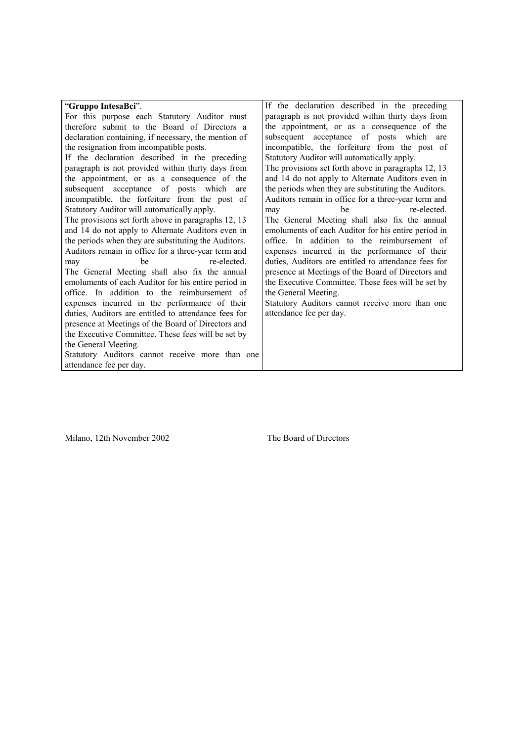| | |
|---|---|
| "**Gruppo IntesaBci**".<br>For this purpose each Statutory Auditor must therefore submit to the Board of Directors a declaration containing, if necessary, the mention of the resignation from incompatible posts.<br>If the declaration described in the preceding paragraph is not provided within thirty days from the appointment, or as a consequence of the subsequent acceptance of posts which are incompatible, the forfeiture from the post of Statutory Auditor will automatically apply.<br>The provisions set forth above in paragraphs 12, 13 and 14 do not apply to Alternate Auditors even in the periods when they are substituting the Auditors.<br>Auditors remain in office for a three-year term and may be re-elected.<br>The General Meeting shall also fix the annual emoluments of each Auditor for his entire period in office. In addition to the reimbursement of expenses incurred in the performance of their duties, Auditors are entitled to attendance fees for presence at Meetings of the Board of Directors and the Executive Committee. These fees will be set by the General Meeting.<br>Statutory Auditors cannot receive more than one attendance fee per day. | If the declaration described in the preceding paragraph is not provided within thirty days from the appointment, or as a consequence of the subsequent acceptance of posts which are incompatible, the forfeiture from the post of Statutory Auditor will automatically apply.<br>The provisions set forth above in paragraphs 12, 13 and 14 do not apply to Alternate Auditors even in the periods when they are substituting the Auditors.<br>Auditors remain in office for a three-year term and may be re-elected.<br>The General Meeting shall also fix the annual emoluments of each Auditor for his entire period in office. In addition to the reimbursement of expenses incurred in the performance of their duties, Auditors are entitled to attendance fees for presence at Meetings of the Board of Directors and the Executive Committee. These fees will be set by the General Meeting.<br>Statutory Auditors cannot receive more than one attendance fee per day. |

Milano, 12th November 2002

The Board of Directors